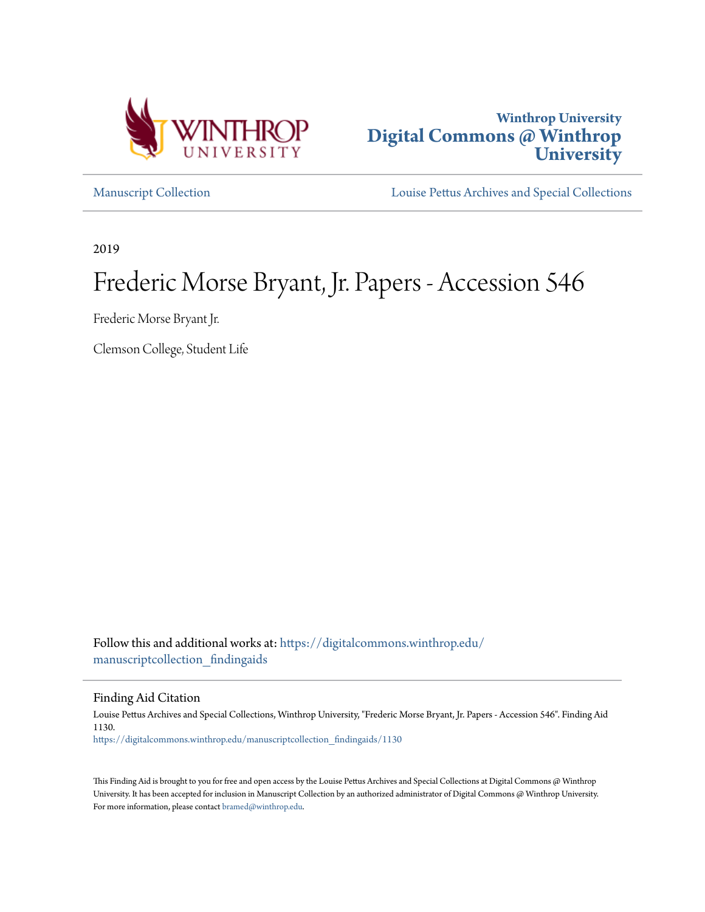Winthrop University
**Digital Commons @ Winthrop University**

Manuscript Collection

Louise Pettus Archives and Special Collections

2019

# Frederic Morse Bryant, Jr. Papers - Accession 546

Frederic Morse Bryant Jr.

Clemson College, Student Life

Follow this and additional works at: https://digitalcommons.winthrop.edu/manuscriptcollection_findingaids

## Finding Aid Citation

Louise Pettus Archives and Special Collections, Winthrop University, "Frederic Morse Bryant, Jr. Papers - Accession 546". Finding Aid 1130.
https://digitalcommons.winthrop.edu/manuscriptcollection_findingaids/1130

This Finding Aid is brought to you for free and open access by the Louise Pettus Archives and Special Collections at Digital Commons @ Winthrop University. It has been accepted for inclusion in Manuscript Collection by an authorized administrator of Digital Commons @ Winthrop University. For more information, please contact bramed@winthrop.edu.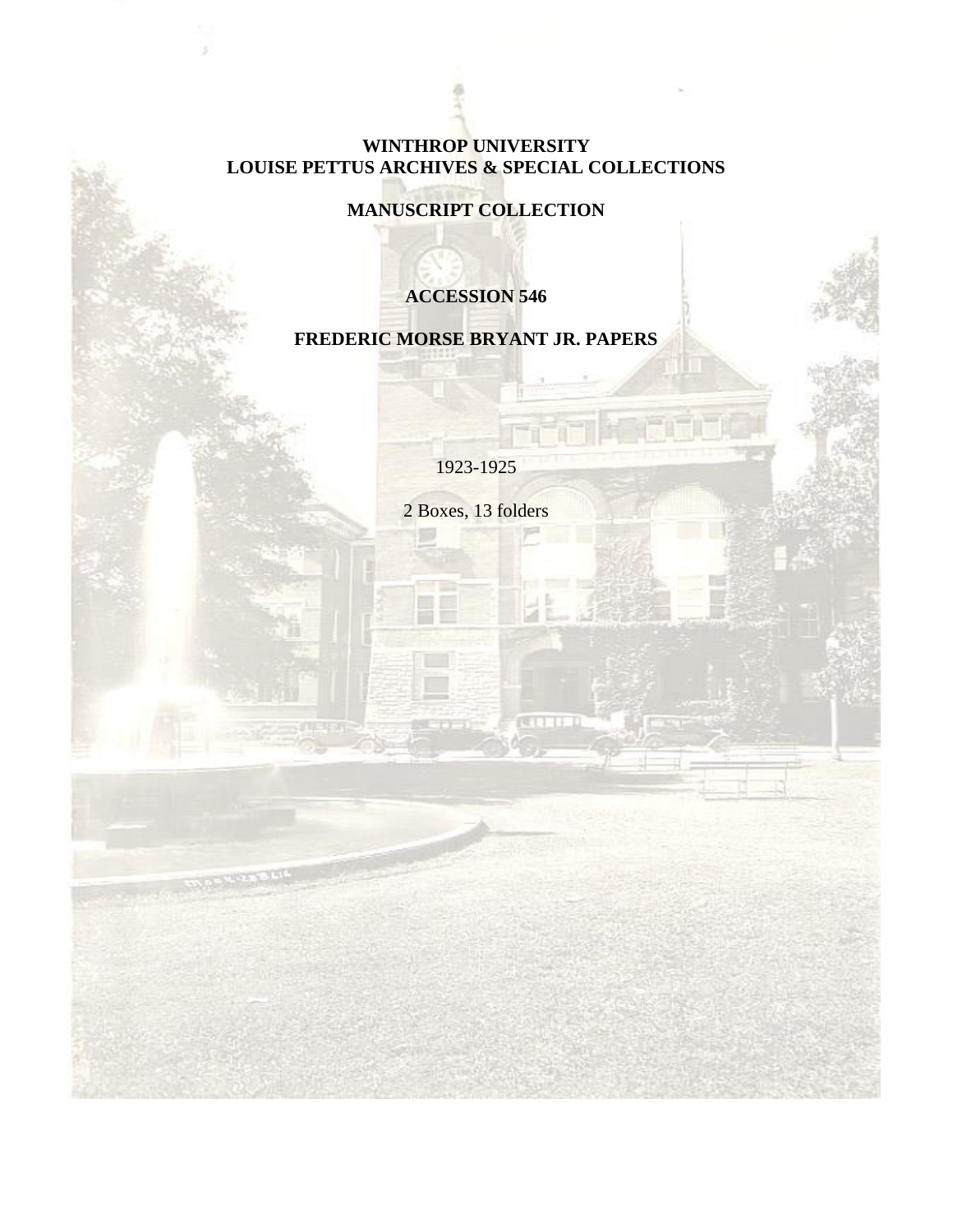**WINTHROP UNIVERSITY**
**LOUISE PETTUS ARCHIVES & SPECIAL COLLECTIONS**

**MANUSCRIPT COLLECTION**

**ACCESSION 546**

**FREDERIC MORSE BRYANT JR. PAPERS**

1923-1925

2 Boxes, 13 folders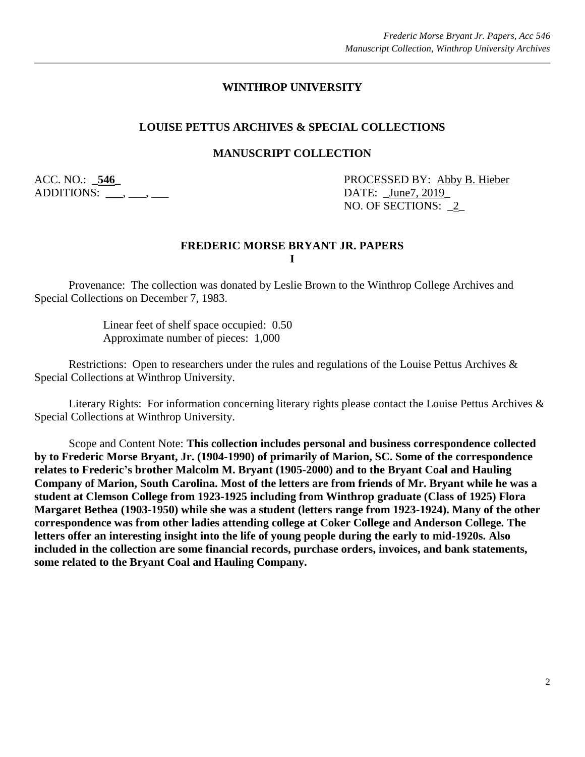## WINTHROP UNIVERSITY

## LOUISE PETTUS ARCHIVES & SPECIAL COLLECTIONS

## MANUSCRIPT COLLECTION

ACC. NO.: _**546**_
ADDITIONS: ___, ___, ___

PROCESSED BY: Abby B. Hieber
DATE: _June7, 2019_
NO. OF SECTIONS: _2_

## FREDERIC MORSE BRYANT JR. PAPERS
**I**

Provenance: The collection was donated by Leslie Brown to the Winthrop College Archives and Special Collections on December 7, 1983.

Linear feet of shelf space occupied: 0.50
Approximate number of pieces: 1,000

Restrictions: Open to researchers under the rules and regulations of the Louise Pettus Archives & Special Collections at Winthrop University.

Literary Rights: For information concerning literary rights please contact the Louise Pettus Archives & Special Collections at Winthrop University.

Scope and Content Note: **This collection includes personal and business correspondence collected by to Frederic Morse Bryant, Jr. (1904-1990) of primarily of Marion, SC. Some of the correspondence relates to Frederic's brother Malcolm M. Bryant (1905-2000) and to the Bryant Coal and Hauling Company of Marion, South Carolina. Most of the letters are from friends of Mr. Bryant while he was a student at Clemson College from 1923-1925 including from Winthrop graduate (Class of 1925) Flora Margaret Bethea (1903-1950) while she was a student (letters range from 1923-1924). Many of the other correspondence was from other ladies attending college at Coker College and Anderson College. The letters offer an interesting insight into the life of young people during the early to mid-1920s. Also included in the collection are some financial records, purchase orders, invoices, and bank statements, some related to the Bryant Coal and Hauling Company.**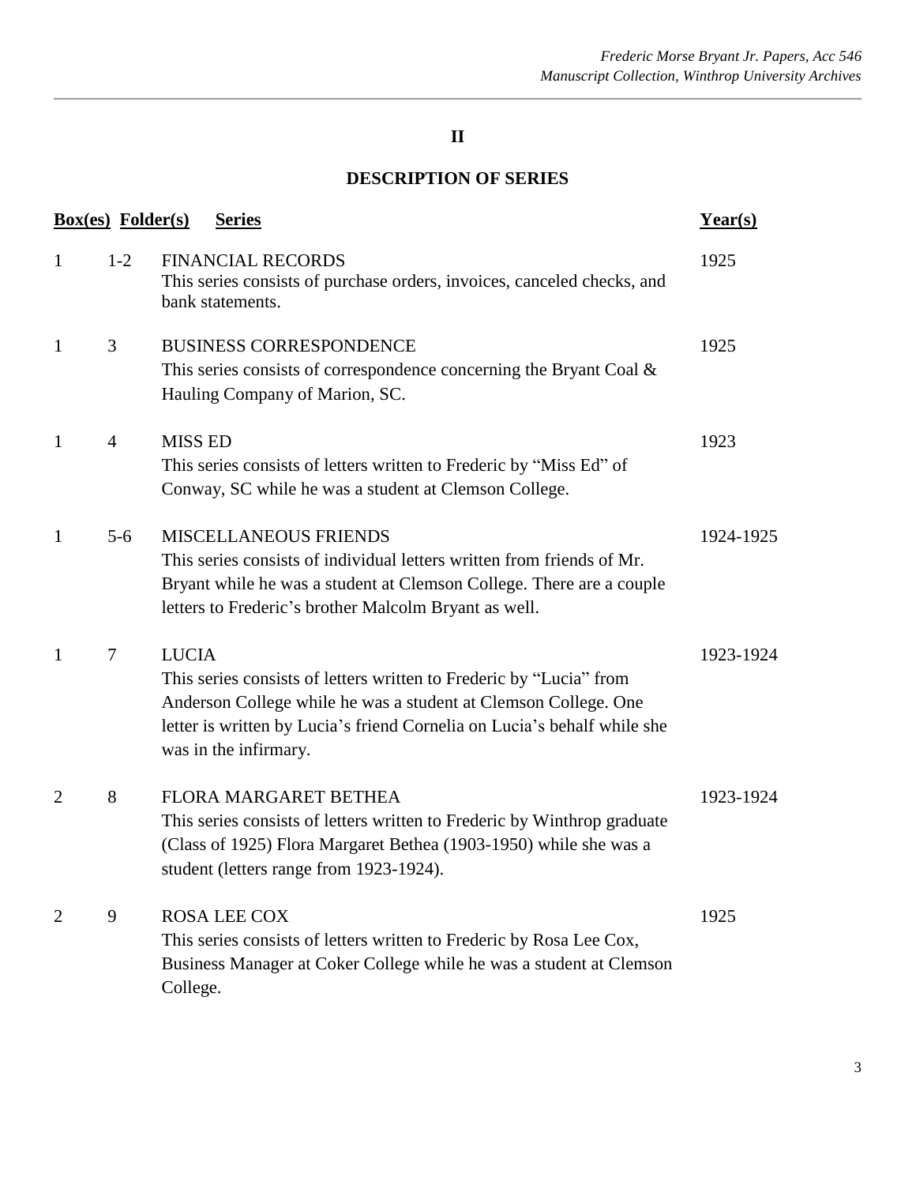## II

## DESCRIPTION OF SERIES

| Box(es) | Folder(s) | Series | Year(s) |
|---|---|---|---|
| 1 | 1-2 | FINANCIAL RECORDS<br>This series consists of purchase orders, invoices, canceled checks, and bank statements. | 1925 |
| 1 | 3 | BUSINESS CORRESPONDENCE<br>This series consists of correspondence concerning the Bryant Coal & Hauling Company of Marion, SC. | 1925 |
| 1 | 4 | MISS ED<br>This series consists of letters written to Frederic by "Miss Ed" of Conway, SC while he was a student at Clemson College. | 1923 |
| 1 | 5-6 | MISCELLANEOUS FRIENDS<br>This series consists of individual letters written from friends of Mr. Bryant while he was a student at Clemson College. There are a couple letters to Frederic's brother Malcolm Bryant as well. | 1924-1925 |
| 1 | 7 | LUCIA<br>This series consists of letters written to Frederic by "Lucia" from Anderson College while he was a student at Clemson College. One letter is written by Lucia's friend Cornelia on Lucia's behalf while she was in the infirmary. | 1923-1924 |
| 2 | 8 | FLORA MARGARET BETHEA<br>This series consists of letters written to Frederic by Winthrop graduate (Class of 1925) Flora Margaret Bethea (1903-1950) while she was a student (letters range from 1923-1924). | 1923-1924 |
| 2 | 9 | ROSA LEE COX<br>This series consists of letters written to Frederic by Rosa Lee Cox, Business Manager at Coker College while he was a student at Clemson College. | 1925 |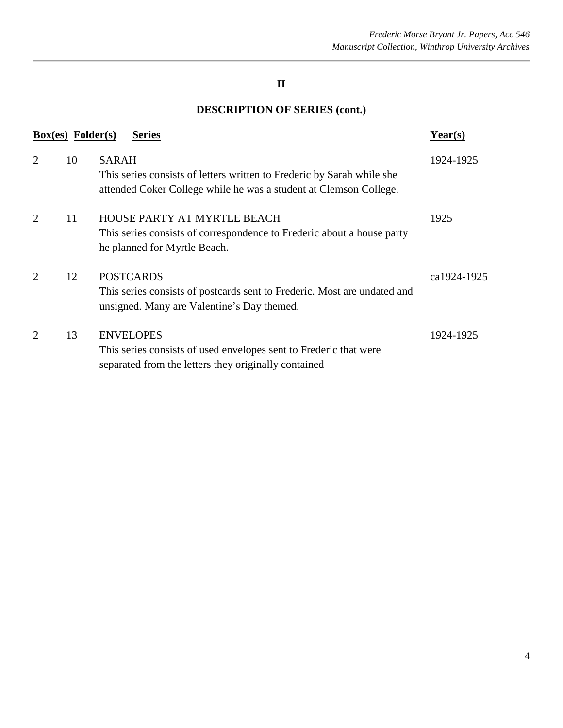## II

## DESCRIPTION OF SERIES (cont.)

| Box(es) | Folder(s) | Series | Year(s) |
|---|---|---|---|
| 2 | 10 | SARAH<br>This series consists of letters written to Frederic by Sarah while she attended Coker College while he was a student at Clemson College. | 1924-1925 |
| 2 | 11 | HOUSE PARTY AT MYRTLE BEACH<br>This series consists of correspondence to Frederic about a house party he planned for Myrtle Beach. | 1925 |
| 2 | 12 | POSTCARDS<br>This series consists of postcards sent to Frederic. Most are undated and unsigned. Many are Valentine's Day themed. | ca1924-1925 |
| 2 | 13 | ENVELOPES<br>This series consists of used envelopes sent to Frederic that were separated from the letters they originally contained | 1924-1925 |